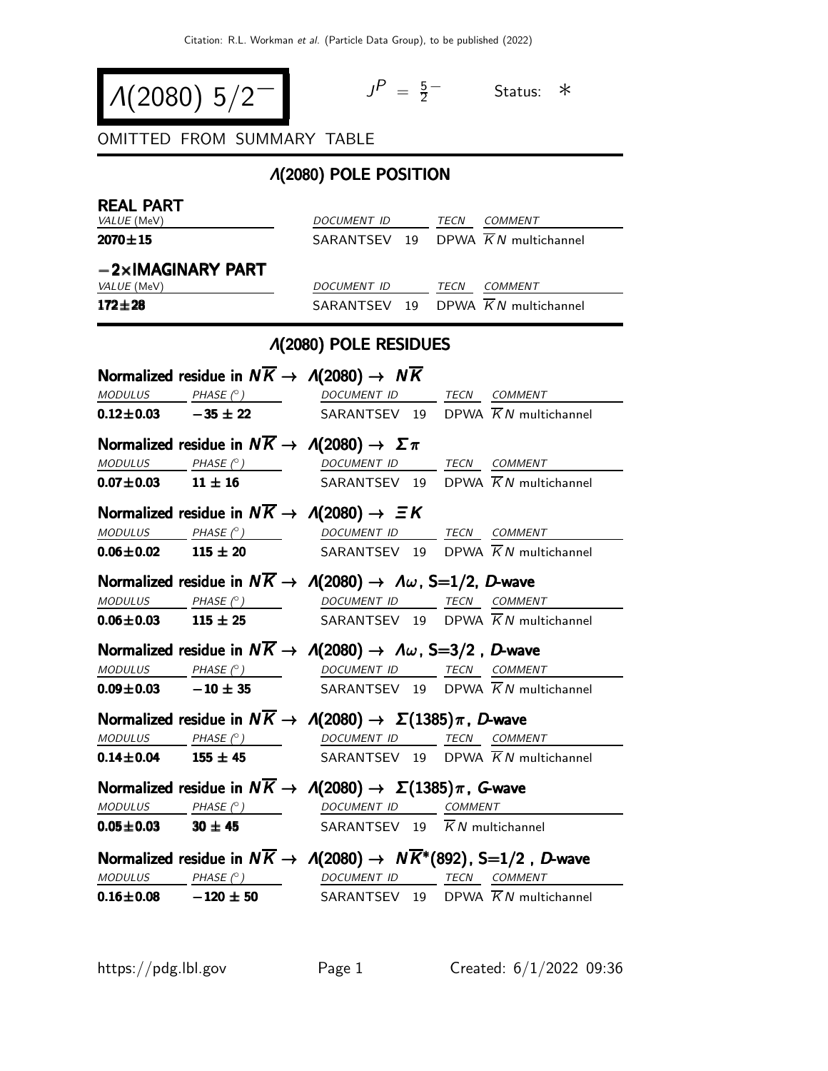# $\Lambda(2080)$ $5/2^-$

$J^P = \frac{5}{2}^-$ Status: ∗

OMITTED FROM SUMMARY TABLE

## $\Lambda(2080)$ POLE POSITION

### REAL PART

| VALUE (MeV) | DOCUMENT ID | TECN | COMMENT |
|---|---|---|---|
| **2070±15** | SARANTSEV 19 | DPWA | $\overline{K}N$ multichannel |

### −2×IMAGINARY PART

| VALUE (MeV) | DOCUMENT ID | TECN | COMMENT |
|---|---|---|---|
| **172±28** | SARANTSEV 19 | DPWA | $\overline{K}N$ multichannel |

## $\Lambda(2080)$ POLE RESIDUES

### Normalized residue in $N\overline{K} \to \Lambda(2080) \to N\overline{K}$

| MODULUS | PHASE (°) | DOCUMENT ID | TECN | COMMENT |
|---|---|---|---|---|
| **0.12±0.03** | **−35 ± 22** | SARANTSEV 19 | DPWA | $\overline{K}N$ multichannel |

### Normalized residue in $N\overline{K} \to \Lambda(2080) \to \Sigma\pi$

| MODULUS | PHASE (°) | DOCUMENT ID | TECN | COMMENT |
|---|---|---|---|---|
| **0.07±0.03** | **11 ± 16** | SARANTSEV 19 | DPWA | $\overline{K}N$ multichannel |

### Normalized residue in $N\overline{K} \to \Lambda(2080) \to \Xi K$

| MODULUS | PHASE (°) | DOCUMENT ID | TECN | COMMENT |
|---|---|---|---|---|
| **0.06±0.02** | **115 ± 20** | SARANTSEV 19 | DPWA | $\overline{K}N$ multichannel |

### Normalized residue in $N\overline{K} \to \Lambda(2080) \to \Lambda\omega$, S=1/2, *D*-wave

| MODULUS | PHASE (°) | DOCUMENT ID | TECN | COMMENT |
|---|---|---|---|---|
| **0.06±0.03** | **115 ± 25** | SARANTSEV 19 | DPWA | $\overline{K}N$ multichannel |

### Normalized residue in $N\overline{K} \to \Lambda(2080) \to \Lambda\omega$, S=3/2 , *D*-wave

| MODULUS | PHASE (°) | DOCUMENT ID | TECN | COMMENT |
|---|---|---|---|---|
| **0.09±0.03** | **−10 ± 35** | SARANTSEV 19 | DPWA | $\overline{K}N$ multichannel |

### Normalized residue in $N\overline{K} \to \Lambda(2080) \to \Sigma(1385)\pi$, *D*-wave

| MODULUS | PHASE (°) | DOCUMENT ID | TECN | COMMENT |
|---|---|---|---|---|
| **0.14±0.04** | **155 ± 45** | SARANTSEV 19 | DPWA | $\overline{K}N$ multichannel |

### Normalized residue in $N\overline{K} \to \Lambda(2080) \to \Sigma(1385)\pi$, *G*-wave

| MODULUS | PHASE (°) | DOCUMENT ID | COMMENT |
|---|---|---|---|
| **0.05±0.03** | **30 ± 45** | SARANTSEV 19 | $\overline{K}N$ multichannel |

### Normalized residue in $N\overline{K} \to \Lambda(2080) \to N\overline{K}^*(892)$, S=1/2 , *D*-wave

| MODULUS | PHASE (°) | DOCUMENT ID | TECN | COMMENT |
|---|---|---|---|---|
| **0.16±0.08** | **−120 ± 50** | SARANTSEV 19 | DPWA | $\overline{K}N$ multichannel |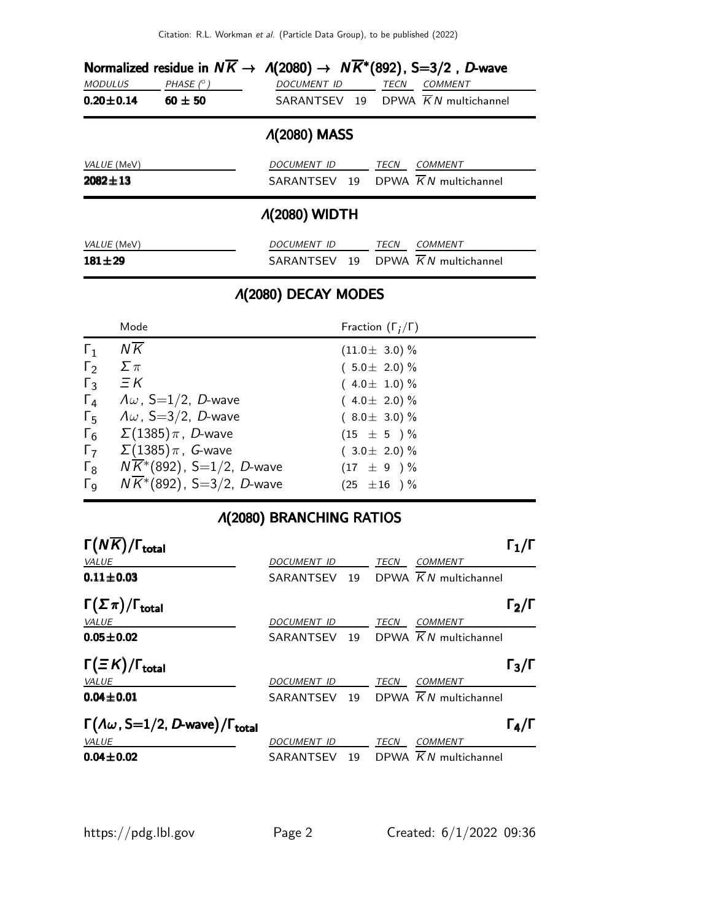### Normalized residue in $N\overline{K} \rightarrow \Lambda(2080) \rightarrow N\overline{K}^*(892)$, S=3/2 , *D*-wave

| *MODULUS* | *PHASE* (°) | *DOCUMENT ID* | *TECN* | *COMMENT* |
|---|---|---|---|---|
| **0.20±0.14** | **60 ± 50** | SARANTSEV 19 | DPWA | $\overline{K}N$ multichannel |

## $\Lambda(2080)$ MASS

| *VALUE* (MeV) | *DOCUMENT ID* | *TECN* | *COMMENT* |
|---|---|---|---|
| **2082±13** | SARANTSEV 19 | DPWA | $\overline{K}N$ multichannel |

## $\Lambda(2080)$ WIDTH

| *VALUE* (MeV) | *DOCUMENT ID* | *TECN* | *COMMENT* |
|---|---|---|---|
| **181±29** | SARANTSEV 19 | DPWA | $\overline{K}N$ multichannel |

## $\Lambda(2080)$ DECAY MODES

| | Mode | Fraction ($\Gamma_i/\Gamma$) |
|---|---|---|
| $\Gamma_1$ | $N\overline{K}$ | (11.0± 3.0) % |
| $\Gamma_2$ | $\Sigma\pi$ | ( 5.0± 2.0) % |
| $\Gamma_3$ | $\Xi K$ | ( 4.0± 1.0) % |
| $\Gamma_4$ | $\Lambda\omega$, S=1/2, *D*-wave | ( 4.0± 2.0) % |
| $\Gamma_5$ | $\Lambda\omega$, S=3/2, *D*-wave | ( 8.0± 3.0) % |
| $\Gamma_6$ | $\Sigma(1385)\pi$, *D*-wave | (15 ± 5 ) % |
| $\Gamma_7$ | $\Sigma(1385)\pi$, *G*-wave | ( 3.0± 2.0) % |
| $\Gamma_8$ | $N\overline{K}^*(892)$, S=1/2, *D*-wave | (17 ± 9 ) % |
| $\Gamma_9$ | $N\overline{K}^*(892)$, S=3/2, *D*-wave | (25 ±16 ) % |

## $\Lambda(2080)$ BRANCHING RATIOS

### $\Gamma(N\overline{K})/\Gamma_{\text{total}}$ — $\Gamma_1/\Gamma$

| *VALUE* | *DOCUMENT ID* | *TECN* | *COMMENT* |
|---|---|---|---|
| **0.11±0.03** | SARANTSEV 19 | DPWA | $\overline{K}N$ multichannel |

### $\Gamma(\Sigma\pi)/\Gamma_{\text{total}}$ — $\Gamma_2/\Gamma$

| *VALUE* | *DOCUMENT ID* | *TECN* | *COMMENT* |
|---|---|---|---|
| **0.05±0.02** | SARANTSEV 19 | DPWA | $\overline{K}N$ multichannel |

### $\Gamma(\Xi K)/\Gamma_{\text{total}}$ — $\Gamma_3/\Gamma$

| *VALUE* | *DOCUMENT ID* | *TECN* | *COMMENT* |
|---|---|---|---|
| **0.04±0.01** | SARANTSEV 19 | DPWA | $\overline{K}N$ multichannel |

### $\Gamma(\Lambda\omega$, S=1/2, *D*-wave$)/\Gamma_{\text{total}}$ — $\Gamma_4/\Gamma$

| *VALUE* | *DOCUMENT ID* | *TECN* | *COMMENT* |
|---|---|---|---|
| **0.04±0.02** | SARANTSEV 19 | DPWA | $\overline{K}N$ multichannel |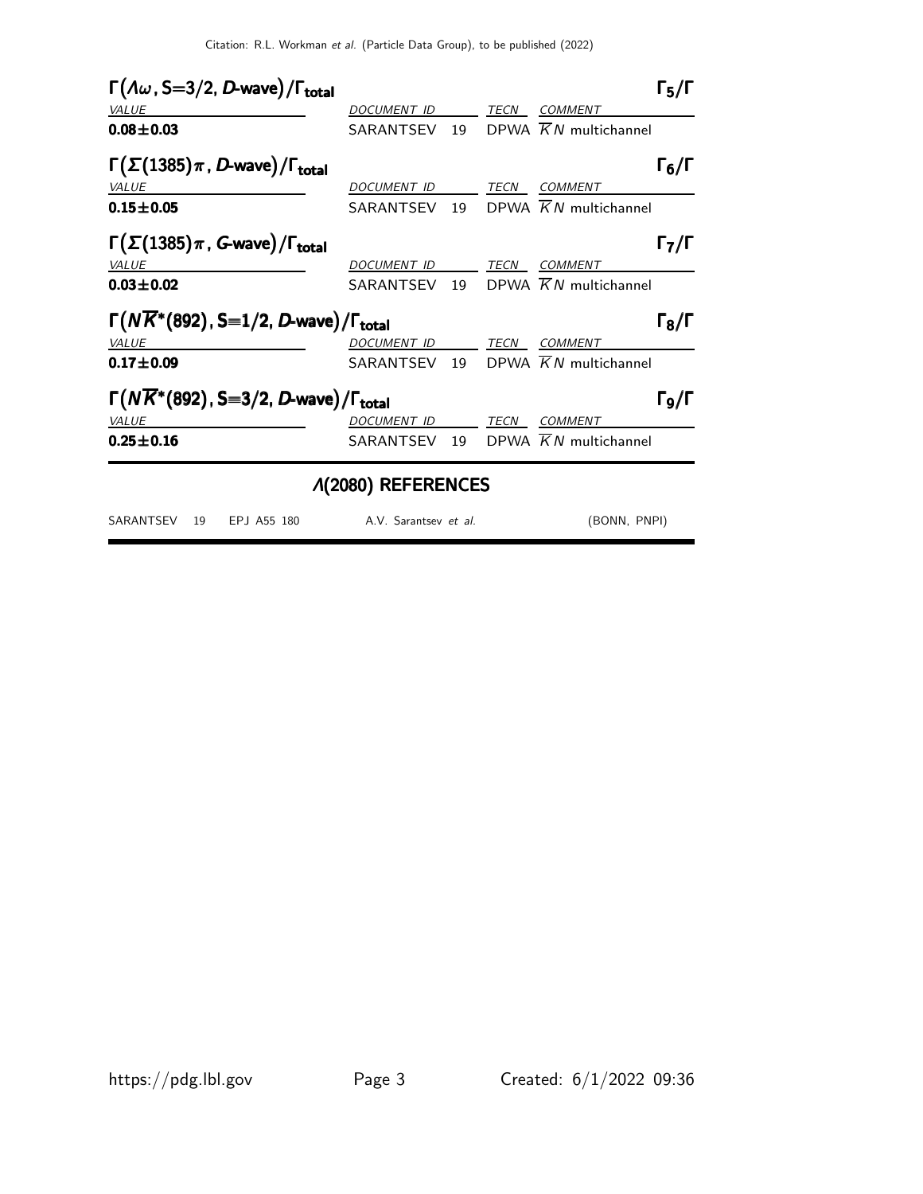### $\Gamma(\Lambda\omega, S{=}3/2, D\text{-wave})/\Gamma_{total}$ $\Gamma_5/\Gamma$

| VALUE | DOCUMENT ID | | TECN | COMMENT |
|---|---|---|---|---|
| **0.08±0.03** | SARANTSEV | 19 | DPWA | $\overline{K}N$ multichannel |

### $\Gamma(\Sigma(1385)\pi, D\text{-wave})/\Gamma_{total}$ $\Gamma_6/\Gamma$

| VALUE | DOCUMENT ID | | TECN | COMMENT |
|---|---|---|---|---|
| **0.15±0.05** | SARANTSEV | 19 | DPWA | $\overline{K}N$ multichannel |

### $\Gamma(\Sigma(1385)\pi, G\text{-wave})/\Gamma_{total}$ $\Gamma_7/\Gamma$

| VALUE | DOCUMENT ID | | TECN | COMMENT |
|---|---|---|---|---|
| **0.03±0.02** | SARANTSEV | 19 | DPWA | $\overline{K}N$ multichannel |

### $\Gamma(N\overline{K}^*(892), S{=}1/2, D\text{-wave})/\Gamma_{total}$ $\Gamma_8/\Gamma$

| VALUE | DOCUMENT ID | | TECN | COMMENT |
|---|---|---|---|---|
| **0.17±0.09** | SARANTSEV | 19 | DPWA | $\overline{K}N$ multichannel |

### $\Gamma(N\overline{K}^*(892), S{=}3/2, D\text{-wave})/\Gamma_{total}$ $\Gamma_9/\Gamma$

| VALUE | DOCUMENT ID | | TECN | COMMENT |
|---|---|---|---|---|
| **0.25±0.16** | SARANTSEV | 19 | DPWA | $\overline{K}N$ multichannel |

## Λ(2080) REFERENCES

| | | | | |
|---|---|---|---|---|
| SARANTSEV | 19 | EPJ A55 180 | A.V. Sarantsev *et al.* | (BONN, PNPI) |